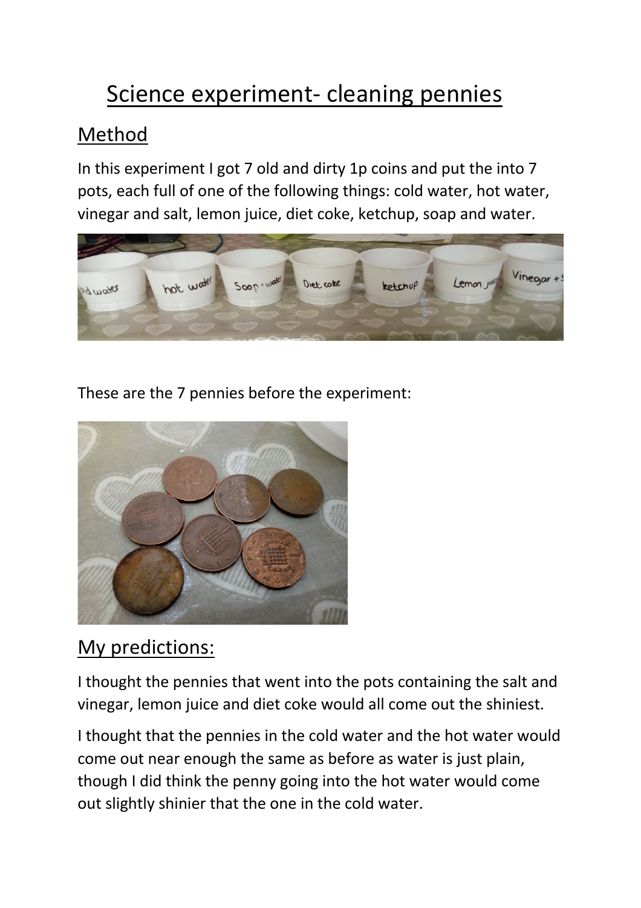# Science experiment- cleaning pennies

## Method

In this experiment I got 7 old and dirty 1p coins and put the into 7 pots, each full of one of the following things: cold water, hot water, vinegar and salt, lemon juice, diet coke, ketchup, soap and water.

These are the 7 pennies before the experiment:

## My predictions:

I thought the pennies that went into the pots containing the salt and vinegar, lemon juice and diet coke would all come out the shiniest.

I thought that the pennies in the cold water and the hot water would come out near enough the same as before as water is just plain, though I did think the penny going into the hot water would come out slightly shinier that the one in the cold water.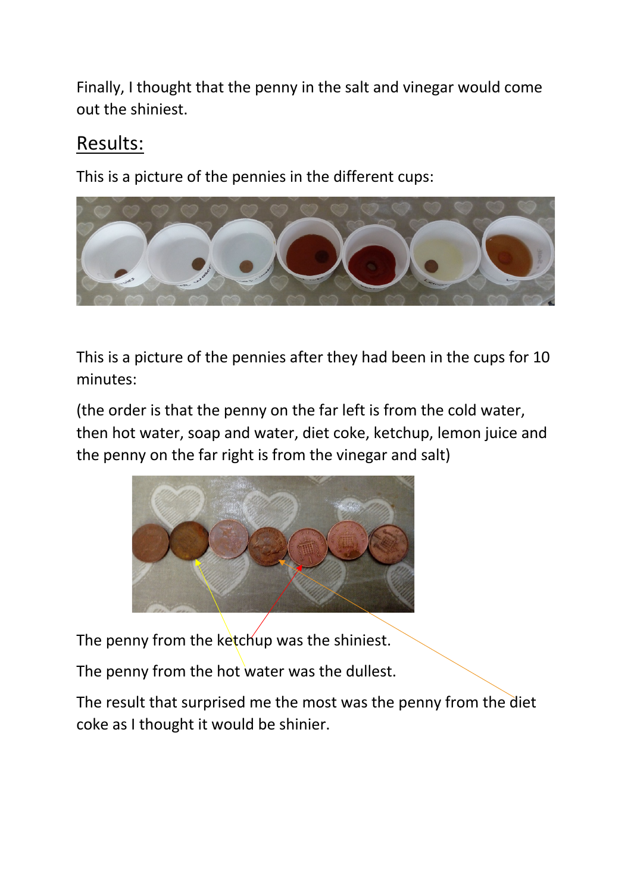Finally, I thought that the penny in the salt and vinegar would come out the shiniest.

## Results:

This is a picture of the pennies in the different cups:

This is a picture of the pennies after they had been in the cups for 10 minutes:

(the order is that the penny on the far left is from the cold water, then hot water, soap and water, diet coke, ketchup, lemon juice and the penny on the far right is from the vinegar and salt)

The penny from the ketchup was the shiniest.

The penny from the hot water was the dullest.

The result that surprised me the most was the penny from the diet coke as I thought it would be shinier.